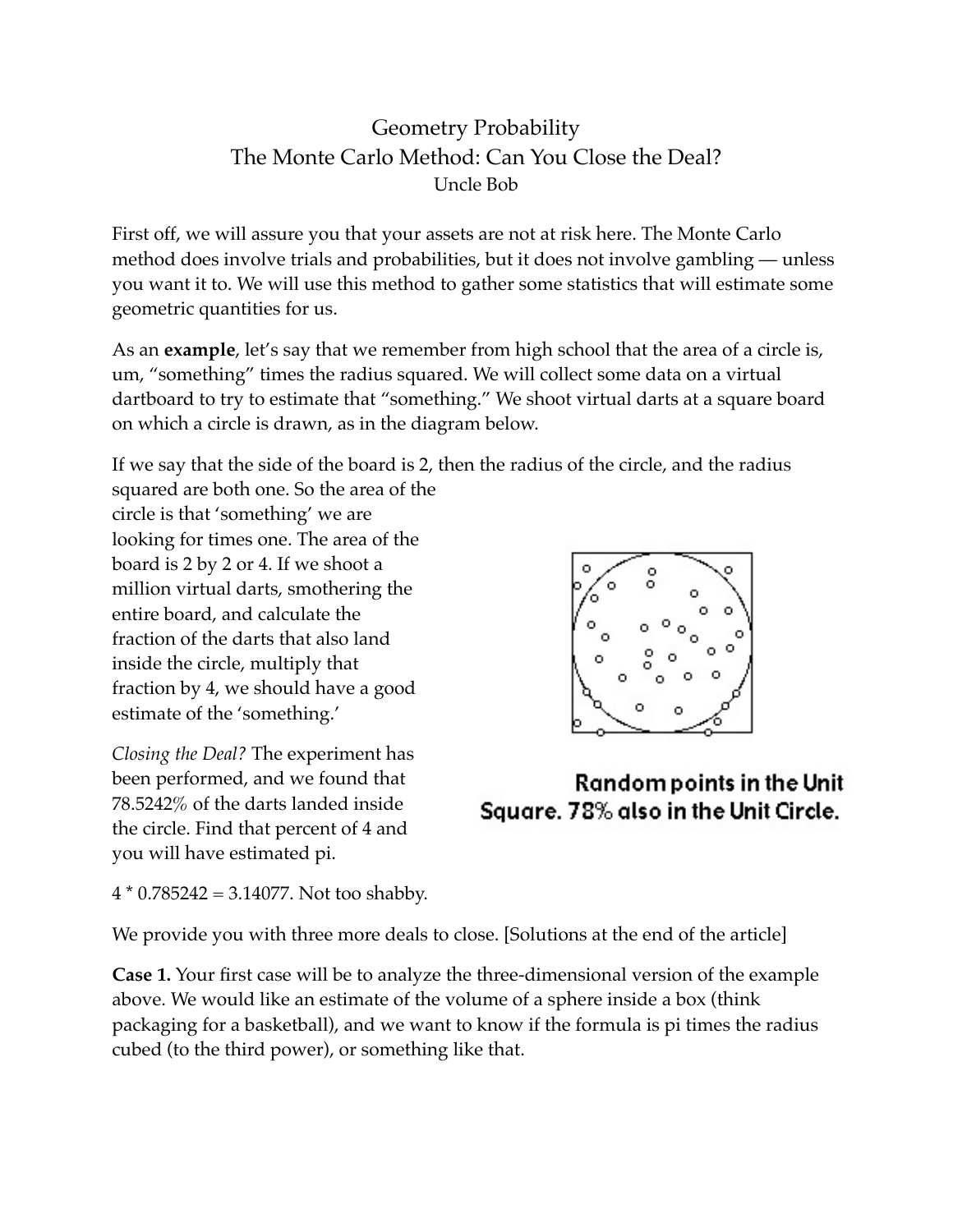# Geometry Probability
## The Monte Carlo Method: Can You Close the Deal?
Uncle Bob

First off, we will assure you that your assets are not at risk here. The Monte Carlo method does involve trials and probabilities, but it does not involve gambling — unless you want it to. We will use this method to gather some statistics that will estimate some geometric quantities for us.

As an **example**, let's say that we remember from high school that the area of a circle is, um, "something" times the radius squared. We will collect some data on a virtual dartboard to try to estimate that "something." We shoot virtual darts at a square board on which a circle is drawn, as in the diagram below.

If we say that the side of the board is 2, then the radius of the circle, and the radius squared are both one. So the area of the circle is that 'something' we are looking for times one. The area of the board is 2 by 2 or 4. If we shoot a million virtual darts, smothering the entire board, and calculate the fraction of the darts that also land inside the circle, multiply that fraction by 4, we should have a good estimate of the 'something.'

Random points in the Unit Square. 78% also in the Unit Circle.

*Closing the Deal?* The experiment has been performed, and we found that 78.5242% of the darts landed inside the circle. Find that percent of 4 and you will have estimated pi.

$4 * 0.785242 = 3.14077$. Not too shabby.

We provide you with three more deals to close. [Solutions at the end of the article]

**Case 1.** Your first case will be to analyze the three-dimensional version of the example above. We would like an estimate of the volume of a sphere inside a box (think packaging for a basketball), and we want to know if the formula is pi times the radius cubed (to the third power), or something like that.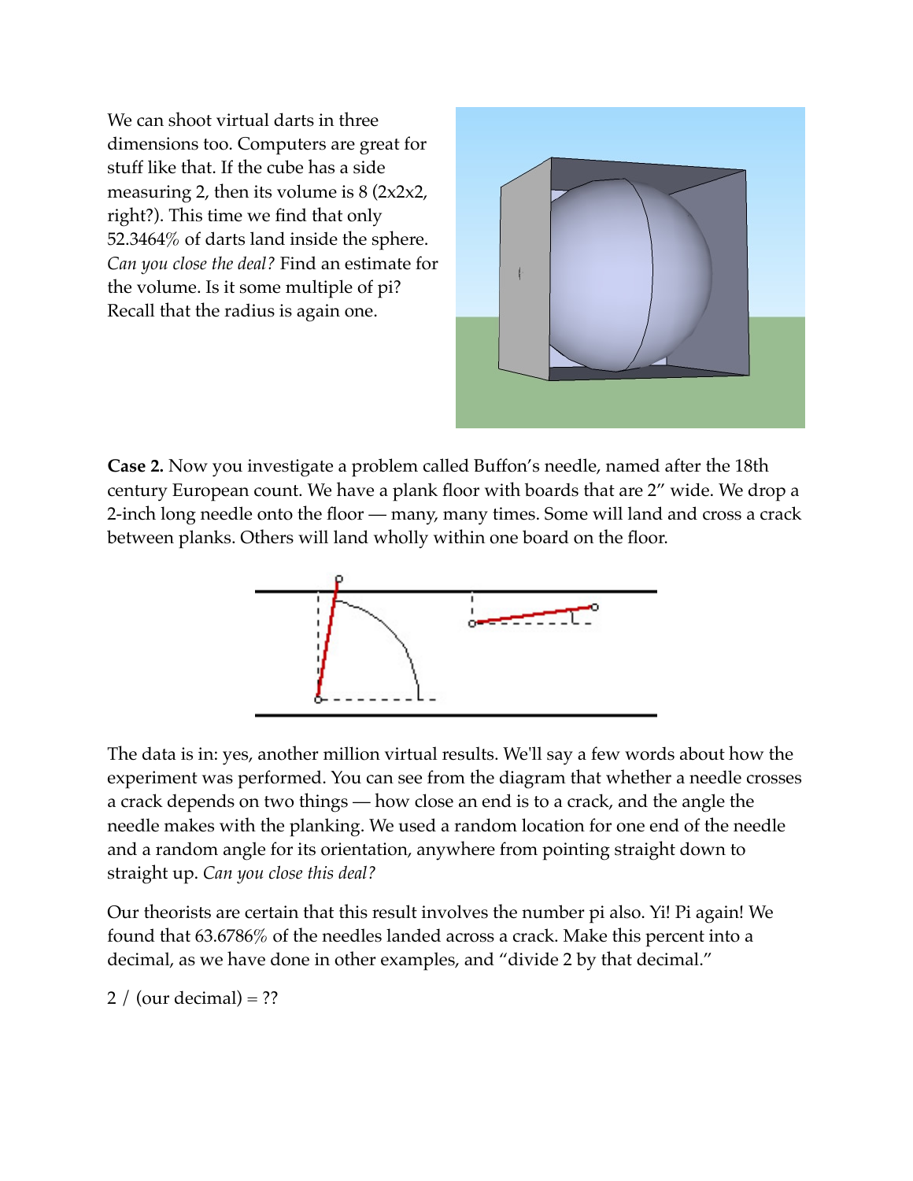We can shoot virtual darts in three dimensions too. Computers are great for stuff like that. If the cube has a side measuring 2, then its volume is 8 (2x2x2, right?). This time we find that only 52.3464% of darts land inside the sphere. *Can you close the deal?* Find an estimate for the volume. Is it some multiple of pi? Recall that the radius is again one.

**Case 2.** Now you investigate a problem called Buffon's needle, named after the 18th century European count. We have a plank floor with boards that are 2" wide. We drop a 2-inch long needle onto the floor — many, many times. Some will land and cross a crack between planks. Others will land wholly within one board on the floor.

The data is in: yes, another million virtual results. We'll say a few words about how the experiment was performed. You can see from the diagram that whether a needle crosses a crack depends on two things — how close an end is to a crack, and the angle the needle makes with the planking. We used a random location for one end of the needle and a random angle for its orientation, anywhere from pointing straight down to straight up. *Can you close this deal?*

Our theorists are certain that this result involves the number pi also. Yi! Pi again! We found that 63.6786% of the needles landed across a crack. Make this percent into a decimal, as we have done in other examples, and "divide 2 by that decimal."

2 / (our decimal) = ??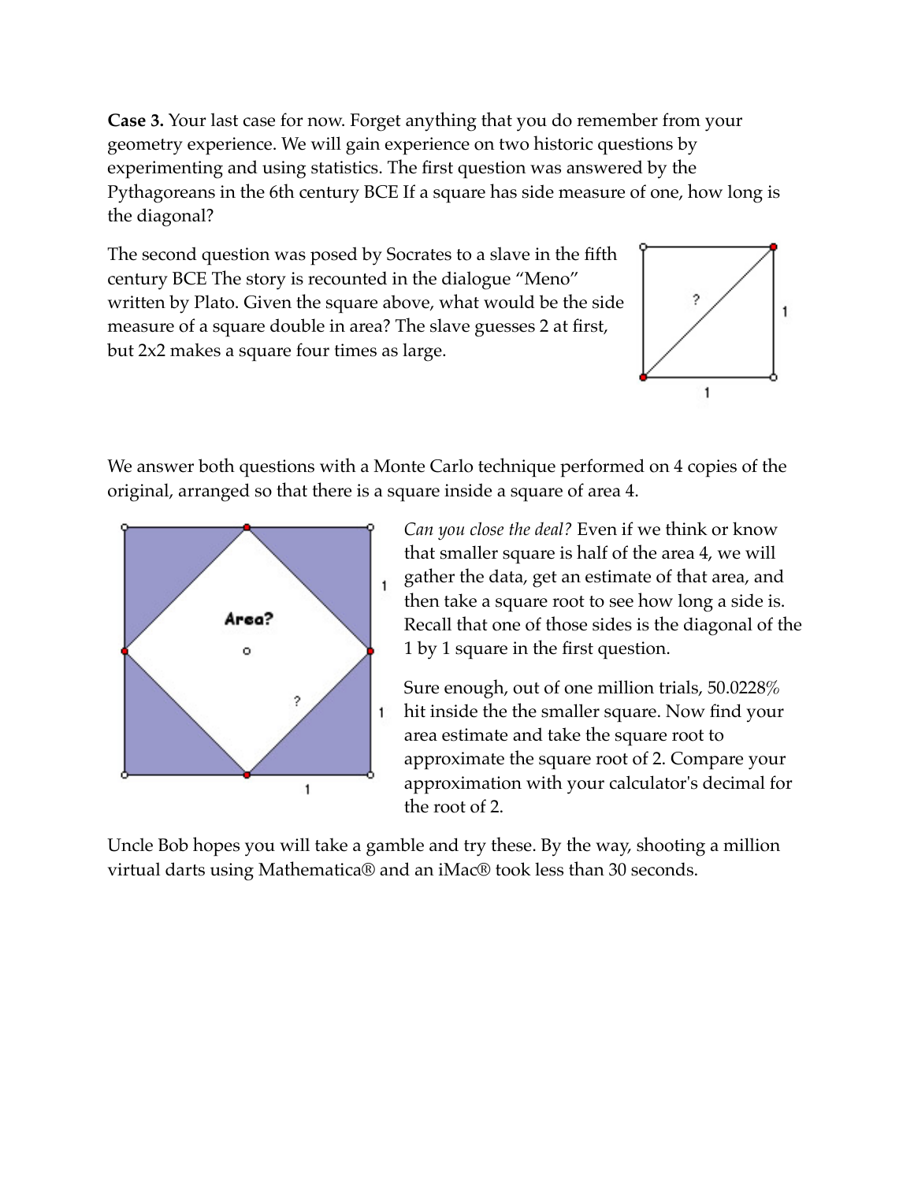**Case 3.** Your last case for now. Forget anything that you do remember from your geometry experience. We will gain experience on two historic questions by experimenting and using statistics. The first question was answered by the Pythagoreans in the 6th century BCE If a square has side measure of one, how long is the diagonal?

The second question was posed by Socrates to a slave in the fifth century BCE The story is recounted in the dialogue "Meno" written by Plato. Given the square above, what would be the side measure of a square double in area? The slave guesses 2 at first, but 2x2 makes a square four times as large.

?

1

1

We answer both questions with a Monte Carlo technique performed on 4 copies of the original, arranged so that there is a square inside a square of area 4.

Area?

?

1

1

1

*Can you close the deal?* Even if we think or know that smaller square is half of the area 4, we will gather the data, get an estimate of that area, and then take a square root to see how long a side is. Recall that one of those sides is the diagonal of the 1 by 1 square in the first question.

Sure enough, out of one million trials, 50.0228% hit inside the the smaller square. Now find your area estimate and take the square root to approximate the square root of 2. Compare your approximation with your calculator's decimal for the root of 2.

Uncle Bob hopes you will take a gamble and try these. By the way, shooting a million virtual darts using Mathematica® and an iMac® took less than 30 seconds.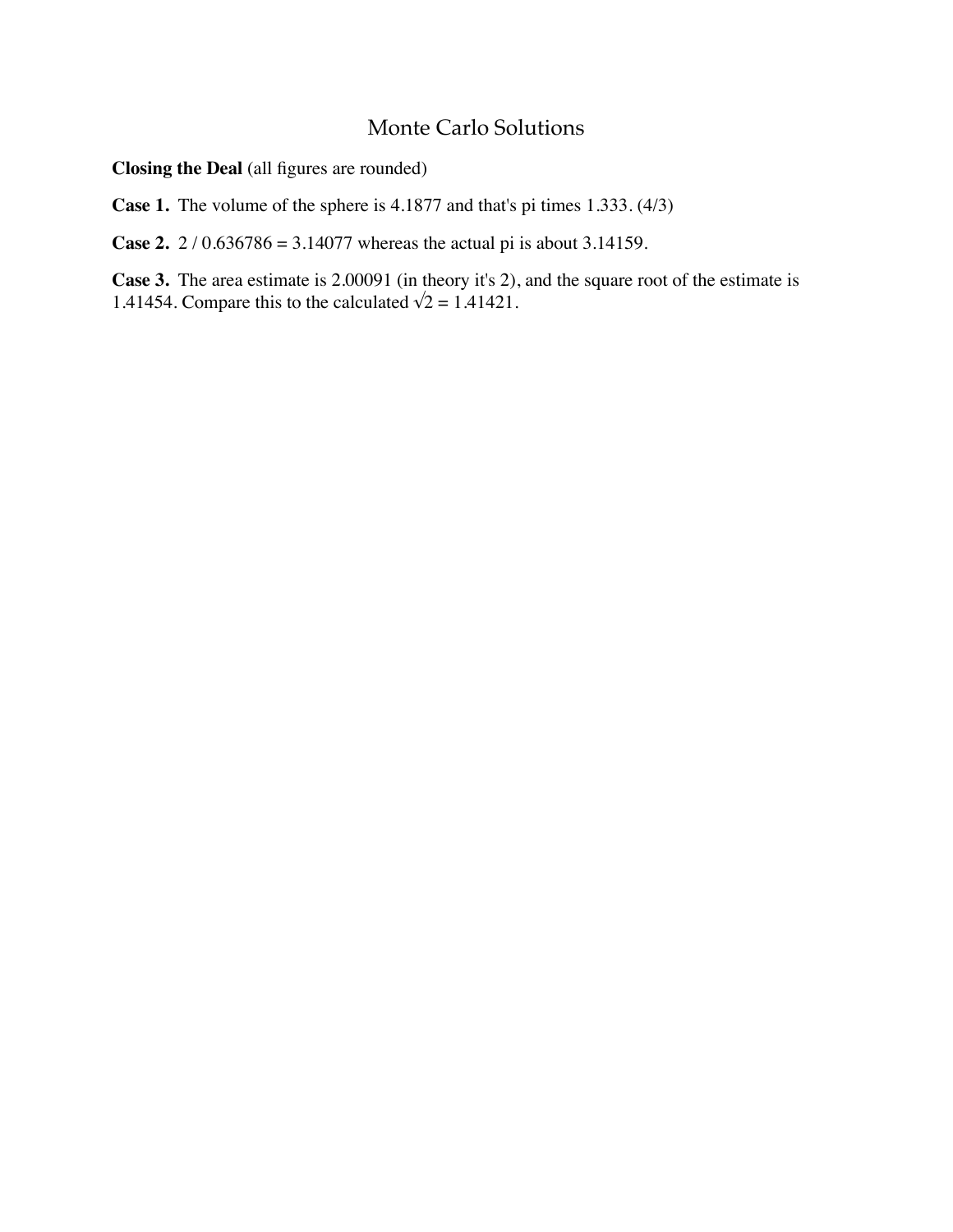# Monte Carlo Solutions

**Closing the Deal** (all figures are rounded)

**Case 1.** The volume of the sphere is 4.1877 and that's pi times 1.333. (4/3)

**Case 2.** 2 / 0.636786 = 3.14077 whereas the actual pi is about 3.14159.

**Case 3.** The area estimate is 2.00091 (in theory it's 2), and the square root of the estimate is 1.41454. Compare this to the calculated $\sqrt{2}$ = 1.41421.